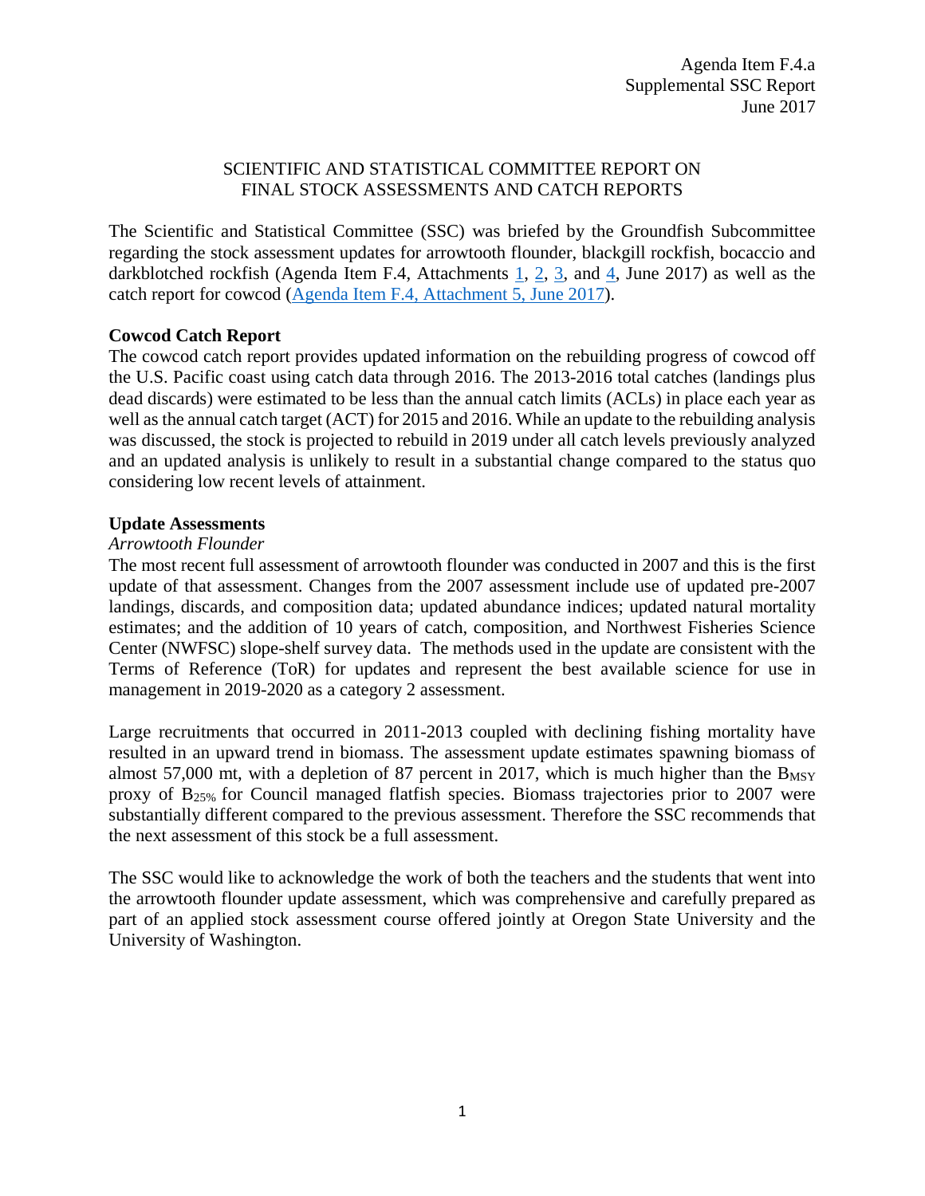Agenda Item F.4.a
Supplemental SSC Report
June 2017

# SCIENTIFIC AND STATISTICAL COMMITTEE REPORT ON FINAL STOCK ASSESSMENTS AND CATCH REPORTS

The Scientific and Statistical Committee (SSC) was briefed by the Groundfish Subcommittee regarding the stock assessment updates for arrowtooth flounder, blackgill rockfish, bocaccio and darkblotched rockfish (Agenda Item F.4, Attachments 1, 2, 3, and 4, June 2017) as well as the catch report for cowcod (Agenda Item F.4, Attachment 5, June 2017).

**Cowcod Catch Report**

The cowcod catch report provides updated information on the rebuilding progress of cowcod off the U.S. Pacific coast using catch data through 2016. The 2013-2016 total catches (landings plus dead discards) were estimated to be less than the annual catch limits (ACLs) in place each year as well as the annual catch target (ACT) for 2015 and 2016. While an update to the rebuilding analysis was discussed, the stock is projected to rebuild in 2019 under all catch levels previously analyzed and an updated analysis is unlikely to result in a substantial change compared to the status quo considering low recent levels of attainment.

**Update Assessments**

*Arrowtooth Flounder*

The most recent full assessment of arrowtooth flounder was conducted in 2007 and this is the first update of that assessment. Changes from the 2007 assessment include use of updated pre-2007 landings, discards, and composition data; updated abundance indices; updated natural mortality estimates; and the addition of 10 years of catch, composition, and Northwest Fisheries Science Center (NWFSC) slope-shelf survey data. The methods used in the update are consistent with the Terms of Reference (ToR) for updates and represent the best available science for use in management in 2019-2020 as a category 2 assessment.

Large recruitments that occurred in 2011-2013 coupled with declining fishing mortality have resulted in an upward trend in biomass. The assessment update estimates spawning biomass of almost 57,000 mt, with a depletion of 87 percent in 2017, which is much higher than the $B_{MSY}$ proxy of $B_{25\%}$ for Council managed flatfish species. Biomass trajectories prior to 2007 were substantially different compared to the previous assessment. Therefore the SSC recommends that the next assessment of this stock be a full assessment.

The SSC would like to acknowledge the work of both the teachers and the students that went into the arrowtooth flounder update assessment, which was comprehensive and carefully prepared as part of an applied stock assessment course offered jointly at Oregon State University and the University of Washington.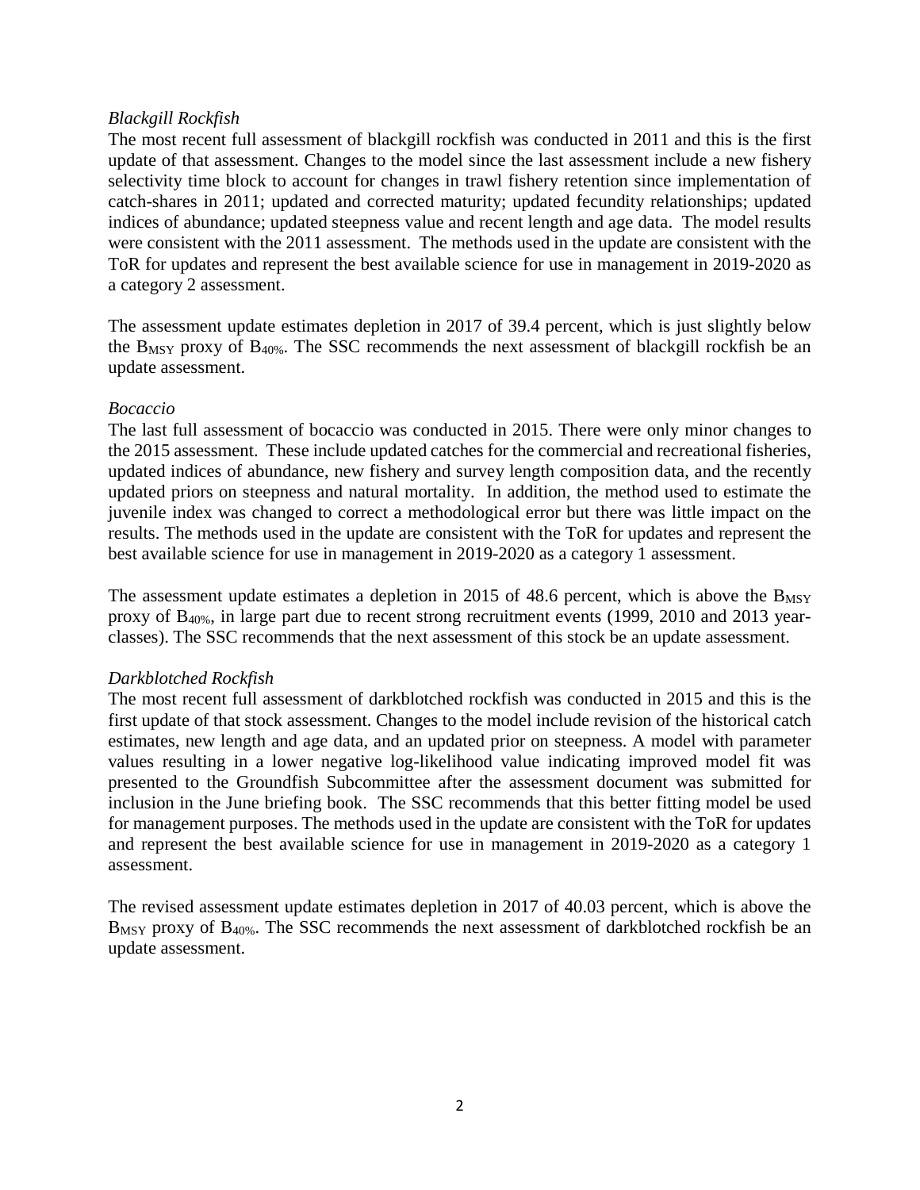*Blackgill Rockfish*

The most recent full assessment of blackgill rockfish was conducted in 2011 and this is the first update of that assessment. Changes to the model since the last assessment include a new fishery selectivity time block to account for changes in trawl fishery retention since implementation of catch-shares in 2011; updated and corrected maturity; updated fecundity relationships; updated indices of abundance; updated steepness value and recent length and age data. The model results were consistent with the 2011 assessment. The methods used in the update are consistent with the ToR for updates and represent the best available science for use in management in 2019-2020 as a category 2 assessment.

The assessment update estimates depletion in 2017 of 39.4 percent, which is just slightly below the $B_{MSY}$ proxy of $B_{40\%}$. The SSC recommends the next assessment of blackgill rockfish be an update assessment.

*Bocaccio*

The last full assessment of bocaccio was conducted in 2015. There were only minor changes to the 2015 assessment. These include updated catches for the commercial and recreational fisheries, updated indices of abundance, new fishery and survey length composition data, and the recently updated priors on steepness and natural mortality. In addition, the method used to estimate the juvenile index was changed to correct a methodological error but there was little impact on the results. The methods used in the update are consistent with the ToR for updates and represent the best available science for use in management in 2019-2020 as a category 1 assessment.

The assessment update estimates a depletion in 2015 of 48.6 percent, which is above the $B_{MSY}$ proxy of $B_{40\%}$, in large part due to recent strong recruitment events (1999, 2010 and 2013 year-classes). The SSC recommends that the next assessment of this stock be an update assessment.

*Darkblotched Rockfish*

The most recent full assessment of darkblotched rockfish was conducted in 2015 and this is the first update of that stock assessment. Changes to the model include revision of the historical catch estimates, new length and age data, and an updated prior on steepness. A model with parameter values resulting in a lower negative log-likelihood value indicating improved model fit was presented to the Groundfish Subcommittee after the assessment document was submitted for inclusion in the June briefing book. The SSC recommends that this better fitting model be used for management purposes. The methods used in the update are consistent with the ToR for updates and represent the best available science for use in management in 2019-2020 as a category 1 assessment.

The revised assessment update estimates depletion in 2017 of 40.03 percent, which is above the $B_{MSY}$ proxy of $B_{40\%}$. The SSC recommends the next assessment of darkblotched rockfish be an update assessment.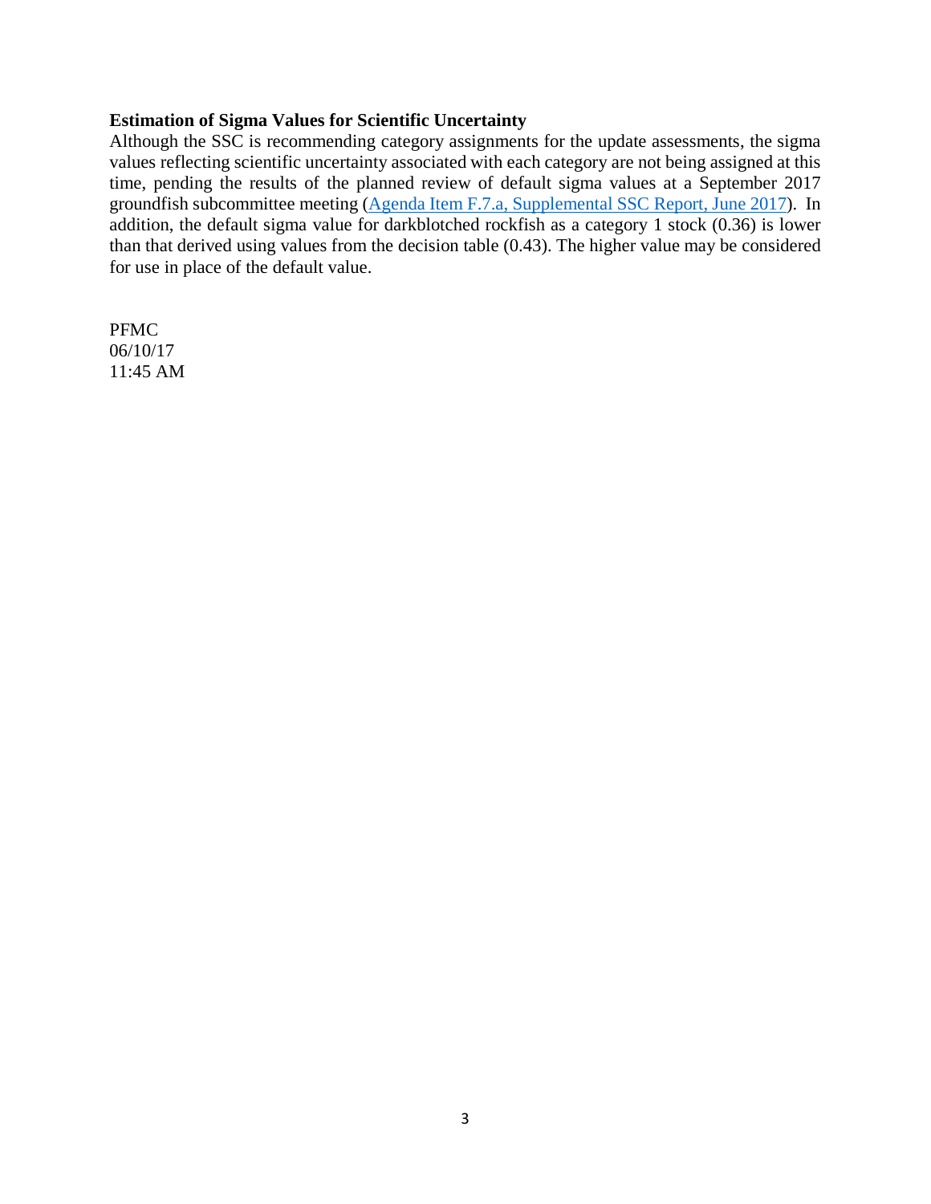**Estimation of Sigma Values for Scientific Uncertainty**

Although the SSC is recommending category assignments for the update assessments, the sigma values reflecting scientific uncertainty associated with each category are not being assigned at this time, pending the results of the planned review of default sigma values at a September 2017 groundfish subcommittee meeting ([Agenda Item F.7.a, Supplemental SSC Report, June 2017](#)). In addition, the default sigma value for darkblotched rockfish as a category 1 stock (0.36) is lower than that derived using values from the decision table (0.43). The higher value may be considered for use in place of the default value.

PFMC
06/10/17
11:45 AM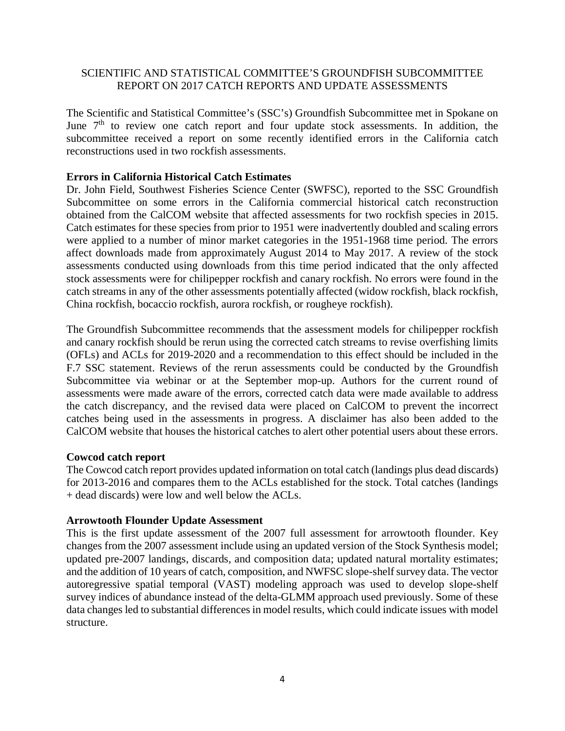SCIENTIFIC AND STATISTICAL COMMITTEE'S GROUNDFISH SUBCOMMITTEE REPORT ON 2017 CATCH REPORTS AND UPDATE ASSESSMENTS

The Scientific and Statistical Committee's (SSC's) Groundfish Subcommittee met in Spokane on June 7th to review one catch report and four update stock assessments. In addition, the subcommittee received a report on some recently identified errors in the California catch reconstructions used in two rockfish assessments.

**Errors in California Historical Catch Estimates**

Dr. John Field, Southwest Fisheries Science Center (SWFSC), reported to the SSC Groundfish Subcommittee on some errors in the California commercial historical catch reconstruction obtained from the CalCOM website that affected assessments for two rockfish species in 2015. Catch estimates for these species from prior to 1951 were inadvertently doubled and scaling errors were applied to a number of minor market categories in the 1951-1968 time period. The errors affect downloads made from approximately August 2014 to May 2017. A review of the stock assessments conducted using downloads from this time period indicated that the only affected stock assessments were for chilipepper rockfish and canary rockfish. No errors were found in the catch streams in any of the other assessments potentially affected (widow rockfish, black rockfish, China rockfish, bocaccio rockfish, aurora rockfish, or rougheye rockfish).

The Groundfish Subcommittee recommends that the assessment models for chilipepper rockfish and canary rockfish should be rerun using the corrected catch streams to revise overfishing limits (OFLs) and ACLs for 2019-2020 and a recommendation to this effect should be included in the F.7 SSC statement. Reviews of the rerun assessments could be conducted by the Groundfish Subcommittee via webinar or at the September mop-up. Authors for the current round of assessments were made aware of the errors, corrected catch data were made available to address the catch discrepancy, and the revised data were placed on CalCOM to prevent the incorrect catches being used in the assessments in progress. A disclaimer has also been added to the CalCOM website that houses the historical catches to alert other potential users about these errors.

**Cowcod catch report**

The Cowcod catch report provides updated information on total catch (landings plus dead discards) for 2013-2016 and compares them to the ACLs established for the stock. Total catches (landings + dead discards) were low and well below the ACLs.

**Arrowtooth Flounder Update Assessment**

This is the first update assessment of the 2007 full assessment for arrowtooth flounder. Key changes from the 2007 assessment include using an updated version of the Stock Synthesis model; updated pre-2007 landings, discards, and composition data; updated natural mortality estimates; and the addition of 10 years of catch, composition, and NWFSC slope-shelf survey data. The vector autoregressive spatial temporal (VAST) modeling approach was used to develop slope-shelf survey indices of abundance instead of the delta-GLMM approach used previously. Some of these data changes led to substantial differences in model results, which could indicate issues with model structure.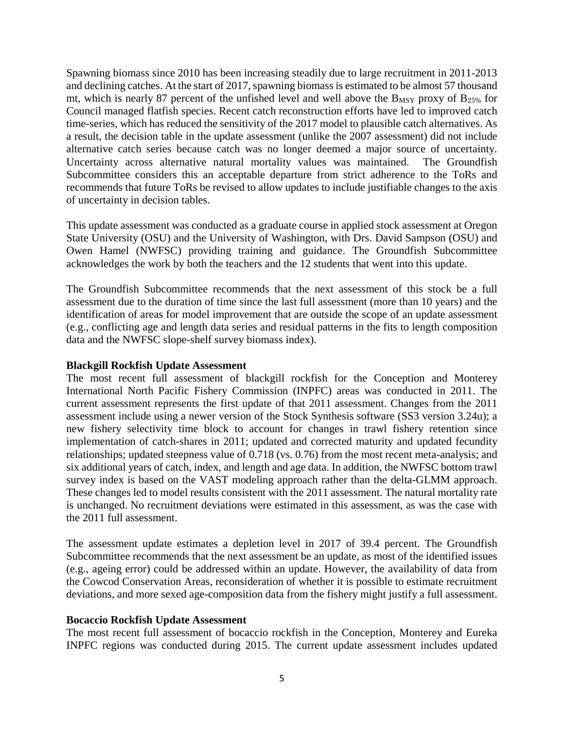Spawning biomass since 2010 has been increasing steadily due to large recruitment in 2011-2013 and declining catches. At the start of 2017, spawning biomass is estimated to be almost 57 thousand mt, which is nearly 87 percent of the unfished level and well above the $B_{MSY}$ proxy of $B_{25\%}$ for Council managed flatfish species. Recent catch reconstruction efforts have led to improved catch time-series, which has reduced the sensitivity of the 2017 model to plausible catch alternatives. As a result, the decision table in the update assessment (unlike the 2007 assessment) did not include alternative catch series because catch was no longer deemed a major source of uncertainty. Uncertainty across alternative natural mortality values was maintained. The Groundfish Subcommittee considers this an acceptable departure from strict adherence to the ToRs and recommends that future ToRs be revised to allow updates to include justifiable changes to the axis of uncertainty in decision tables.

This update assessment was conducted as a graduate course in applied stock assessment at Oregon State University (OSU) and the University of Washington, with Drs. David Sampson (OSU) and Owen Hamel (NWFSC) providing training and guidance. The Groundfish Subcommittee acknowledges the work by both the teachers and the 12 students that went into this update.

The Groundfish Subcommittee recommends that the next assessment of this stock be a full assessment due to the duration of time since the last full assessment (more than 10 years) and the identification of areas for model improvement that are outside the scope of an update assessment (e.g., conflicting age and length data series and residual patterns in the fits to length composition data and the NWFSC slope-shelf survey biomass index).

**Blackgill Rockfish Update Assessment**

The most recent full assessment of blackgill rockfish for the Conception and Monterey International North Pacific Fishery Commission (INPFC) areas was conducted in 2011. The current assessment represents the first update of that 2011 assessment. Changes from the 2011 assessment include using a newer version of the Stock Synthesis software (SS3 version 3.24u); a new fishery selectivity time block to account for changes in trawl fishery retention since implementation of catch-shares in 2011; updated and corrected maturity and updated fecundity relationships; updated steepness value of 0.718 (vs. 0.76) from the most recent meta-analysis; and six additional years of catch, index, and length and age data. In addition, the NWFSC bottom trawl survey index is based on the VAST modeling approach rather than the delta-GLMM approach. These changes led to model results consistent with the 2011 assessment. The natural mortality rate is unchanged. No recruitment deviations were estimated in this assessment, as was the case with the 2011 full assessment.

The assessment update estimates a depletion level in 2017 of 39.4 percent. The Groundfish Subcommittee recommends that the next assessment be an update, as most of the identified issues (e.g., ageing error) could be addressed within an update. However, the availability of data from the Cowcod Conservation Areas, reconsideration of whether it is possible to estimate recruitment deviations, and more sexed age-composition data from the fishery might justify a full assessment.

**Bocaccio Rockfish Update Assessment**

The most recent full assessment of bocaccio rockfish in the Conception, Monterey and Eureka INPFC regions was conducted during 2015. The current update assessment includes updated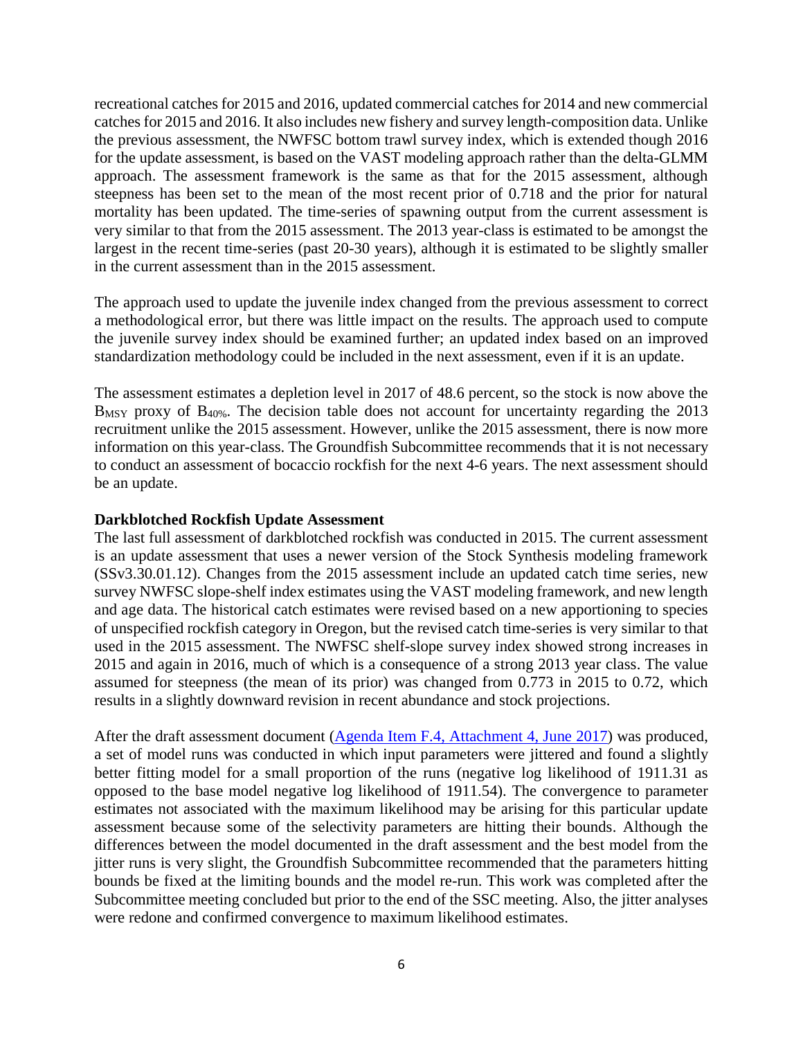recreational catches for 2015 and 2016, updated commercial catches for 2014 and new commercial catches for 2015 and 2016. It also includes new fishery and survey length-composition data. Unlike the previous assessment, the NWFSC bottom trawl survey index, which is extended though 2016 for the update assessment, is based on the VAST modeling approach rather than the delta-GLMM approach. The assessment framework is the same as that for the 2015 assessment, although steepness has been set to the mean of the most recent prior of 0.718 and the prior for natural mortality has been updated. The time-series of spawning output from the current assessment is very similar to that from the 2015 assessment. The 2013 year-class is estimated to be amongst the largest in the recent time-series (past 20-30 years), although it is estimated to be slightly smaller in the current assessment than in the 2015 assessment.

The approach used to update the juvenile index changed from the previous assessment to correct a methodological error, but there was little impact on the results. The approach used to compute the juvenile survey index should be examined further; an updated index based on an improved standardization methodology could be included in the next assessment, even if it is an update.

The assessment estimates a depletion level in 2017 of 48.6 percent, so the stock is now above the $B_{MSY}$ proxy of $B_{40\%}$. The decision table does not account for uncertainty regarding the 2013 recruitment unlike the 2015 assessment. However, unlike the 2015 assessment, there is now more information on this year-class. The Groundfish Subcommittee recommends that it is not necessary to conduct an assessment of bocaccio rockfish for the next 4-6 years. The next assessment should be an update.

**Darkblotched Rockfish Update Assessment**

The last full assessment of darkblotched rockfish was conducted in 2015. The current assessment is an update assessment that uses a newer version of the Stock Synthesis modeling framework (SSv3.30.01.12). Changes from the 2015 assessment include an updated catch time series, new survey NWFSC slope-shelf index estimates using the VAST modeling framework, and new length and age data. The historical catch estimates were revised based on a new apportioning to species of unspecified rockfish category in Oregon, but the revised catch time-series is very similar to that used in the 2015 assessment. The NWFSC shelf-slope survey index showed strong increases in 2015 and again in 2016, much of which is a consequence of a strong 2013 year class. The value assumed for steepness (the mean of its prior) was changed from 0.773 in 2015 to 0.72, which results in a slightly downward revision in recent abundance and stock projections.

After the draft assessment document (Agenda Item F.4, Attachment 4, June 2017) was produced, a set of model runs was conducted in which input parameters were jittered and found a slightly better fitting model for a small proportion of the runs (negative log likelihood of 1911.31 as opposed to the base model negative log likelihood of 1911.54). The convergence to parameter estimates not associated with the maximum likelihood may be arising for this particular update assessment because some of the selectivity parameters are hitting their bounds. Although the differences between the model documented in the draft assessment and the best model from the jitter runs is very slight, the Groundfish Subcommittee recommended that the parameters hitting bounds be fixed at the limiting bounds and the model re-run. This work was completed after the Subcommittee meeting concluded but prior to the end of the SSC meeting. Also, the jitter analyses were redone and confirmed convergence to maximum likelihood estimates.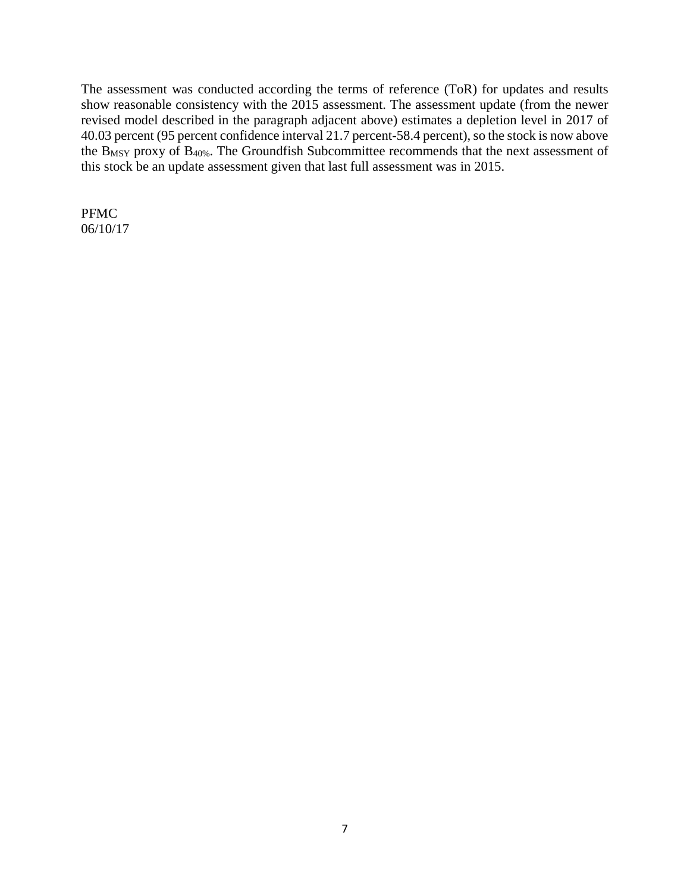The assessment was conducted according the terms of reference (ToR) for updates and results show reasonable consistency with the 2015 assessment. The assessment update (from the newer revised model described in the paragraph adjacent above) estimates a depletion level in 2017 of 40.03 percent (95 percent confidence interval 21.7 percent-58.4 percent), so the stock is now above the $B_{MSY}$ proxy of $B_{40\%}$. The Groundfish Subcommittee recommends that the next assessment of this stock be an update assessment given that last full assessment was in 2015.

PFMC
06/10/17